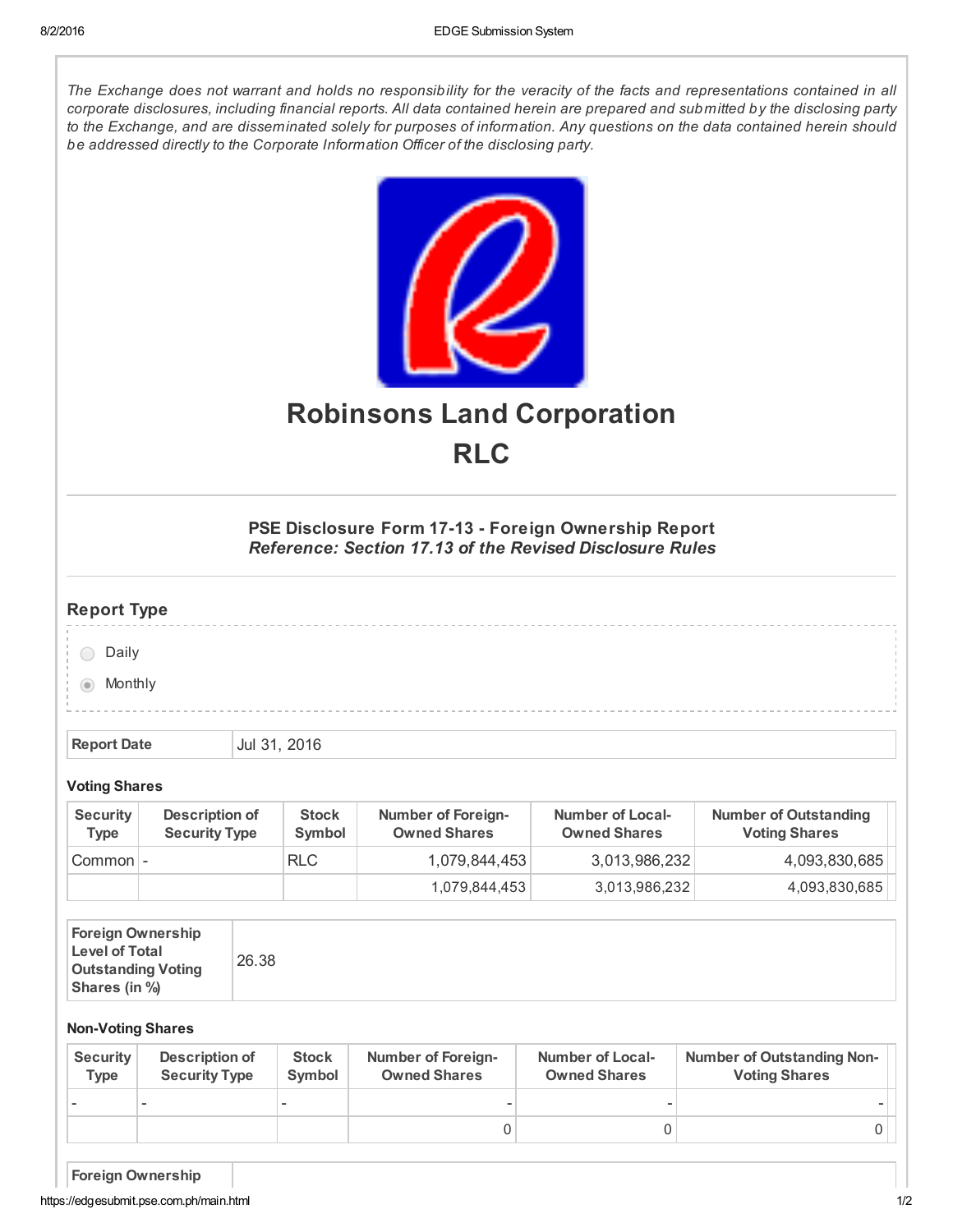*The Exchange does not warrant and holds no responsibility for the veracity of the facts and representations contained in all corporate disclosures, including financial reports. All data contained herein are prepared and submitted by the disclosing party to the Exchange, and are disseminated solely for purposes of information. Any questions on the data contained herein should be addressed directly to the Corporate Information Officer of the disclosing party.*

# Robinsons Land Corporation

# RLC

### PSE Disclosure Form 17-13 - Foreign Ownership Report

***Reference: Section 17.13 of the Revised Disclosure Rules***

## Report Type

- ( ) Daily
- (•) Monthly

| Report Date | Jul 31, 2016 |
|---|---|

**Voting Shares**

| Security Type | Description of Security Type | Stock Symbol | Number of Foreign-Owned Shares | Number of Local-Owned Shares | Number of Outstanding Voting Shares |
|---|---|---|---|---|---|
| Common | - | RLC | 1,079,844,453 | 3,013,986,232 | 4,093,830,685 |
| | | | 1,079,844,453 | 3,013,986,232 | 4,093,830,685 |

| Foreign Ownership Level of Total Outstanding Voting Shares (in %) | 26.38 |
|---|---|

**Non-Voting Shares**

| Security Type | Description of Security Type | Stock Symbol | Number of Foreign-Owned Shares | Number of Local-Owned Shares | Number of Outstanding Non-Voting Shares |
|---|---|---|---|---|---|
| - | - | - | - | - | - |
| | | | 0 | 0 | 0 |

**Foreign Ownership**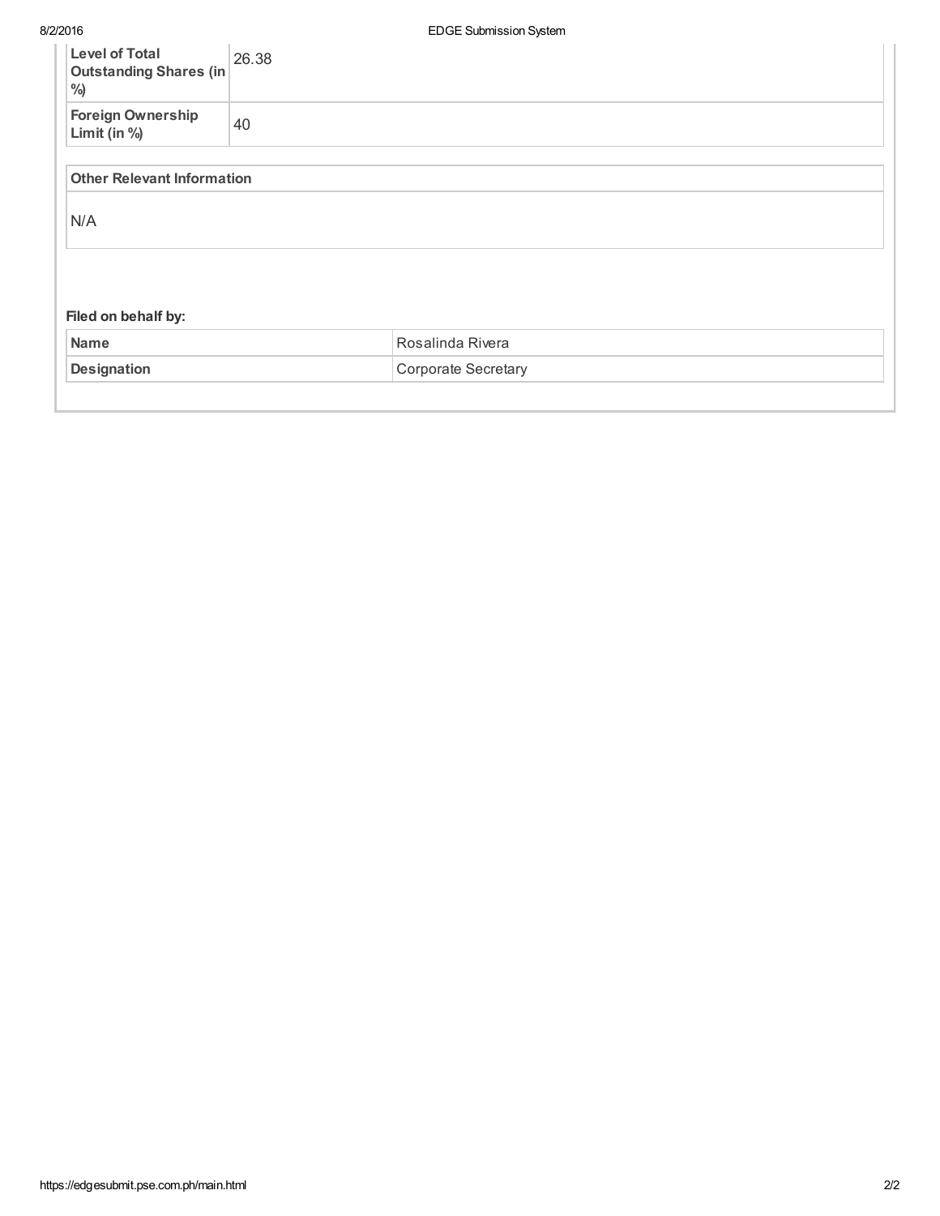| | |
|---|---|
| **Level of Total Outstanding Shares (in %)** | 26.38 |
| **Foreign Ownership Limit (in %)** | 40 |

| **Other Relevant Information** |
|---|
| N/A |

**Filed on behalf by:**

| | |
|---|---|
| **Name** | Rosalinda Rivera |
| **Designation** | Corporate Secretary |